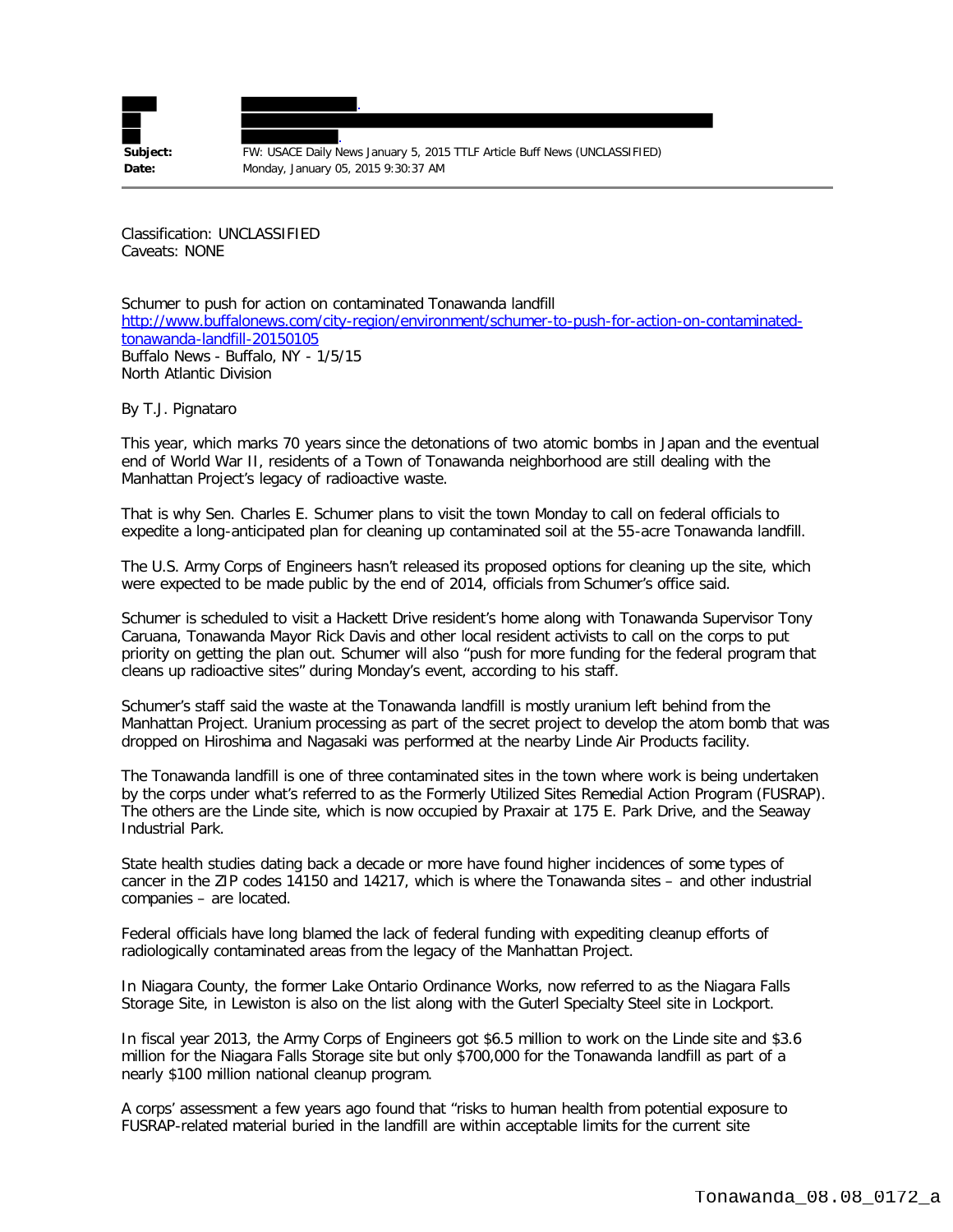**Subject:** FW: USACE Daily News January 5, 2015 TTLF Article Buff News (UNCLASSIFIED)
**Date:** Monday, January 05, 2015 9:30:37 AM

Classification: UNCLASSIFIED
Caveats: NONE

Schumer to push for action on contaminated Tonawanda landfill
http://www.buffalonews.com/city-region/environment/schumer-to-push-for-action-on-contaminated-tonawanda-landfill-20150105
Buffalo News - Buffalo, NY - 1/5/15
North Atlantic Division

By T.J. Pignataro

This year, which marks 70 years since the detonations of two atomic bombs in Japan and the eventual end of World War II, residents of a Town of Tonawanda neighborhood are still dealing with the Manhattan Project's legacy of radioactive waste.

That is why Sen. Charles E. Schumer plans to visit the town Monday to call on federal officials to expedite a long-anticipated plan for cleaning up contaminated soil at the 55-acre Tonawanda landfill.

The U.S. Army Corps of Engineers hasn't released its proposed options for cleaning up the site, which were expected to be made public by the end of 2014, officials from Schumer's office said.

Schumer is scheduled to visit a Hackett Drive resident's home along with Tonawanda Supervisor Tony Caruana, Tonawanda Mayor Rick Davis and other local resident activists to call on the corps to put priority on getting the plan out. Schumer will also "push for more funding for the federal program that cleans up radioactive sites" during Monday's event, according to his staff.

Schumer's staff said the waste at the Tonawanda landfill is mostly uranium left behind from the Manhattan Project. Uranium processing as part of the secret project to develop the atom bomb that was dropped on Hiroshima and Nagasaki was performed at the nearby Linde Air Products facility.

The Tonawanda landfill is one of three contaminated sites in the town where work is being undertaken by the corps under what's referred to as the Formerly Utilized Sites Remedial Action Program (FUSRAP). The others are the Linde site, which is now occupied by Praxair at 175 E. Park Drive, and the Seaway Industrial Park.

State health studies dating back a decade or more have found higher incidences of some types of cancer in the ZIP codes 14150 and 14217, which is where the Tonawanda sites – and other industrial companies – are located.

Federal officials have long blamed the lack of federal funding with expediting cleanup efforts of radiologically contaminated areas from the legacy of the Manhattan Project.

In Niagara County, the former Lake Ontario Ordinance Works, now referred to as the Niagara Falls Storage Site, in Lewiston is also on the list along with the Guterl Specialty Steel site in Lockport.

In fiscal year 2013, the Army Corps of Engineers got $6.5 million to work on the Linde site and $3.6 million for the Niagara Falls Storage site but only $700,000 for the Tonawanda landfill as part of a nearly $100 million national cleanup program.

A corps' assessment a few years ago found that "risks to human health from potential exposure to FUSRAP-related material buried in the landfill are within acceptable limits for the current site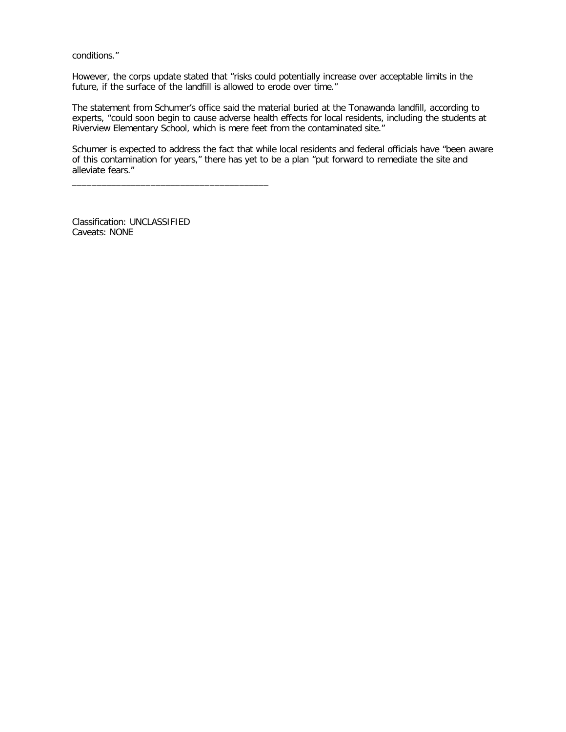conditions."

However, the corps update stated that "risks could potentially increase over acceptable limits in the future, if the surface of the landfill is allowed to erode over time."

The statement from Schumer's office said the material buried at the Tonawanda landfill, according to experts, "could soon begin to cause adverse health effects for local residents, including the students at Riverview Elementary School, which is mere feet from the contaminated site."

Schumer is expected to address the fact that while local residents and federal officials have "been aware of this contamination for years," there has yet to be a plan "put forward to remediate the site and alleviate fears."

---

Classification: UNCLASSIFIED
Caveats: NONE